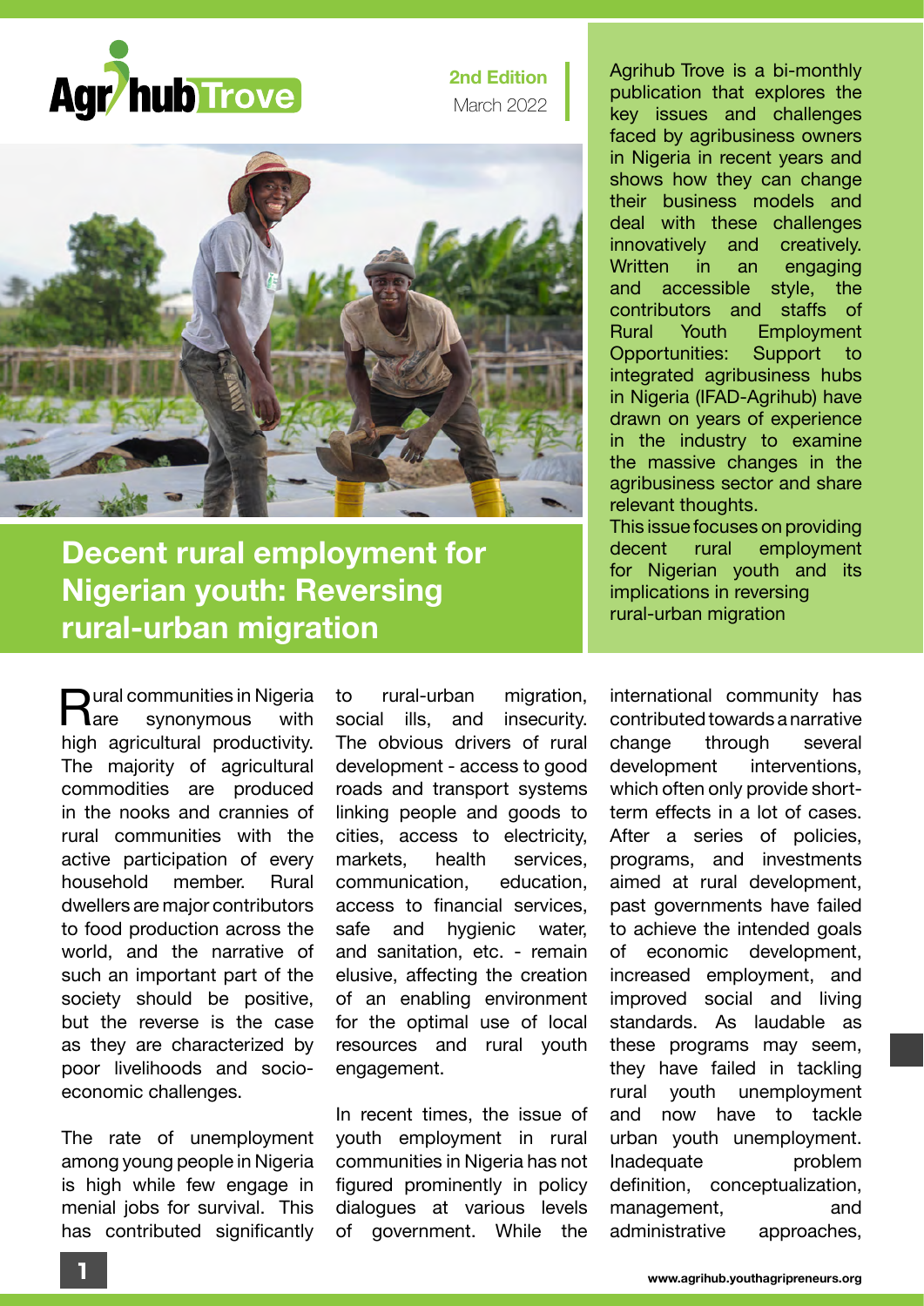# Agrihub Trove

**2nd Edition**
March 2022

Agrihub Trove is a bi-monthly publication that explores the key issues and challenges faced by agribusiness owners in Nigeria in recent years and shows how they can change their business models and deal with these challenges innovatively and creatively. Written in an engaging and accessible style, the contributors and staffs of Rural Youth Employment Opportunities: Support to integrated agribusiness hubs in Nigeria (IFAD-Agrihub) have drawn on years of experience in the industry to examine the massive changes in the agribusiness sector and share relevant thoughts.

This issue focuses on providing decent rural employment for Nigerian youth and its implications in reversing rural-urban migration

## Decent rural employment for Nigerian youth: Reversing rural-urban migration

Rural communities in Nigeria are synonymous with high agricultural productivity. The majority of agricultural commodities are produced in the nooks and crannies of rural communities with the active participation of every household member. Rural dwellers are major contributors to food production across the world, and the narrative of such an important part of the society should be positive, but the reverse is the case as they are characterized by poor livelihoods and socio-economic challenges.

The rate of unemployment among young people in Nigeria is high while few engage in menial jobs for survival. This has contributed significantly to rural-urban migration, social ills, and insecurity. The obvious drivers of rural development - access to good roads and transport systems linking people and goods to cities, access to electricity, markets, health services, communication, education, access to financial services, safe and hygienic water, and sanitation, etc. - remain elusive, affecting the creation of an enabling environment for the optimal use of local resources and rural youth engagement.

In recent times, the issue of youth employment in rural communities in Nigeria has not figured prominently in policy dialogues at various levels of government. While the international community has contributed towards a narrative change through several development interventions, which often only provide short-term effects in a lot of cases. After a series of policies, programs, and investments aimed at rural development, past governments have failed to achieve the intended goals of economic development, increased employment, and improved social and living standards. As laudable as these programs may seem, they have failed in tackling rural youth unemployment and now have to tackle urban youth unemployment. Inadequate problem definition, conceptualization, management, and administrative approaches,

www.agrihub.youthagripreneurs.org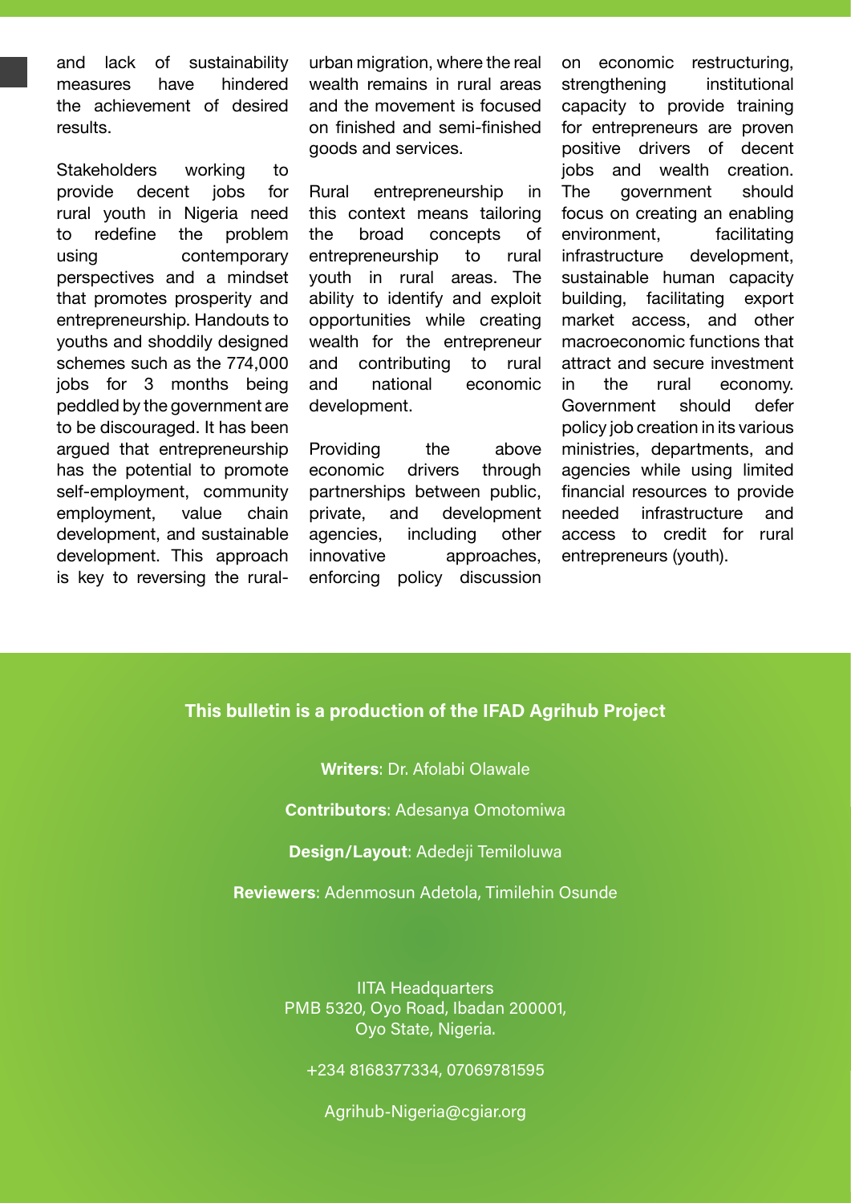and lack of sustainability measures have hindered the achievement of desired results.

Stakeholders working to provide decent jobs for rural youth in Nigeria need to redefine the problem using contemporary perspectives and a mindset that promotes prosperity and entrepreneurship. Handouts to youths and shoddily designed schemes such as the 774,000 jobs for 3 months being peddled by the government are to be discouraged. It has been argued that entrepreneurship has the potential to promote self-employment, community employment, value chain development, and sustainable development. This approach is key to reversing the rural-urban migration, where the real wealth remains in rural areas and the movement is focused on finished and semi-finished goods and services.

Rural entrepreneurship in this context means tailoring the broad concepts of entrepreneurship to rural youth in rural areas. The ability to identify and exploit opportunities while creating wealth for the entrepreneur and contributing to rural and national economic development.

Providing the above economic drivers through partnerships between public, private, and development agencies, including other innovative approaches, enforcing policy discussion on economic restructuring, strengthening institutional capacity to provide training for entrepreneurs are proven positive drivers of decent jobs and wealth creation. The government should focus on creating an enabling environment, facilitating infrastructure development, sustainable human capacity building, facilitating export market access, and other macroeconomic functions that attract and secure investment in the rural economy. Government should defer policy job creation in its various ministries, departments, and agencies while using limited financial resources to provide needed infrastructure and access to credit for rural entrepreneurs (youth).

**This bulletin is a production of the IFAD Agrihub Project**

**Writers**: Dr. Afolabi Olawale

**Contributors**: Adesanya Omotomiwa

**Design/Layout**: Adedeji Temiloluwa

**Reviewers**: Adenmosun Adetola, Timilehin Osunde

IITA Headquarters
PMB 5320, Oyo Road, Ibadan 200001,
Oyo State, Nigeria.

+234 8168377334, 07069781595

Agrihub-Nigeria@cgiar.org